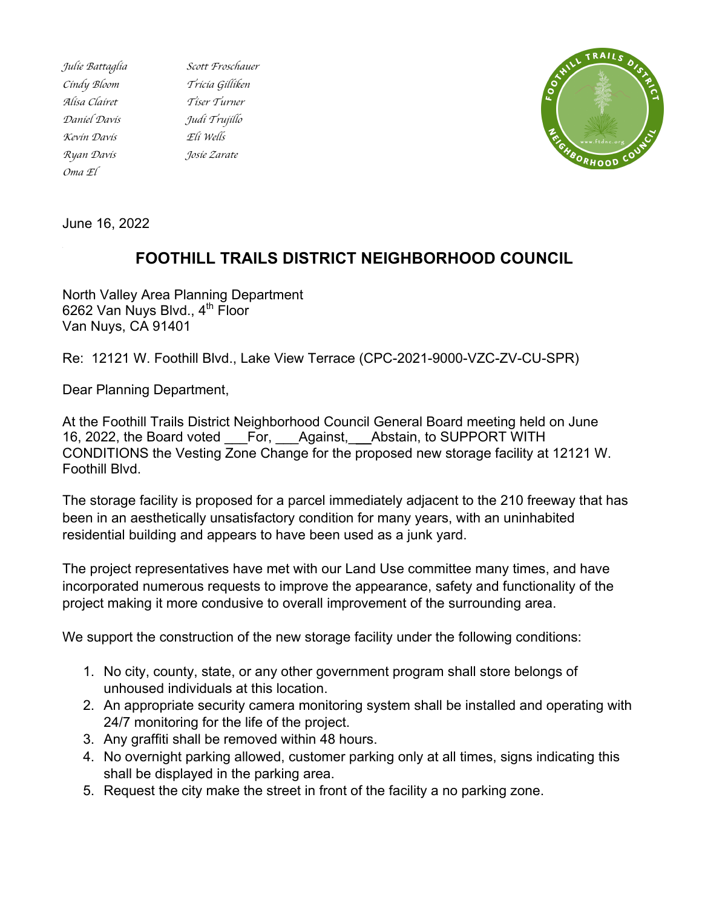Julie Battaglia
Cindy Bloom
Alisa Clairet
Daniel Davis
Kevin Davis
Ryan Davis
Oma El
Scott Froschauer
Tricia Gilliken
Tiser Turner
Judi Trujillo
Eli Wells
Josie Zarate

June 16, 2022

# FOOTHILL TRAILS DISTRICT NEIGHBORHOOD COUNCIL

North Valley Area Planning Department
6262 Van Nuys Blvd., 4th Floor
Van Nuys, CA 91401

Re: 12121 W. Foothill Blvd., Lake View Terrace (CPC-2021-9000-VZC-ZV-CU-SPR)

Dear Planning Department,

At the Foothill Trails District Neighborhood Council General Board meeting held on June 16, 2022, the Board voted ___For, ___Against, ___Abstain, to SUPPORT WITH CONDITIONS the Vesting Zone Change for the proposed new storage facility at 12121 W. Foothill Blvd.

The storage facility is proposed for a parcel immediately adjacent to the 210 freeway that has been in an aesthetically unsatisfactory condition for many years, with an uninhabited residential building and appears to have been used as a junk yard.

The project representatives have met with our Land Use committee many times, and have incorporated numerous requests to improve the appearance, safety and functionality of the project making it more condusive to overall improvement of the surrounding area.

We support the construction of the new storage facility under the following conditions:

1. No city, county, state, or any other government program shall store belongs of unhoused individuals at this location.
2. An appropriate security camera monitoring system shall be installed and operating with 24/7 monitoring for the life of the project.
3. Any graffiti shall be removed within 48 hours.
4. No overnight parking allowed, customer parking only at all times, signs indicating this shall be displayed in the parking area.
5. Request the city make the street in front of the facility a no parking zone.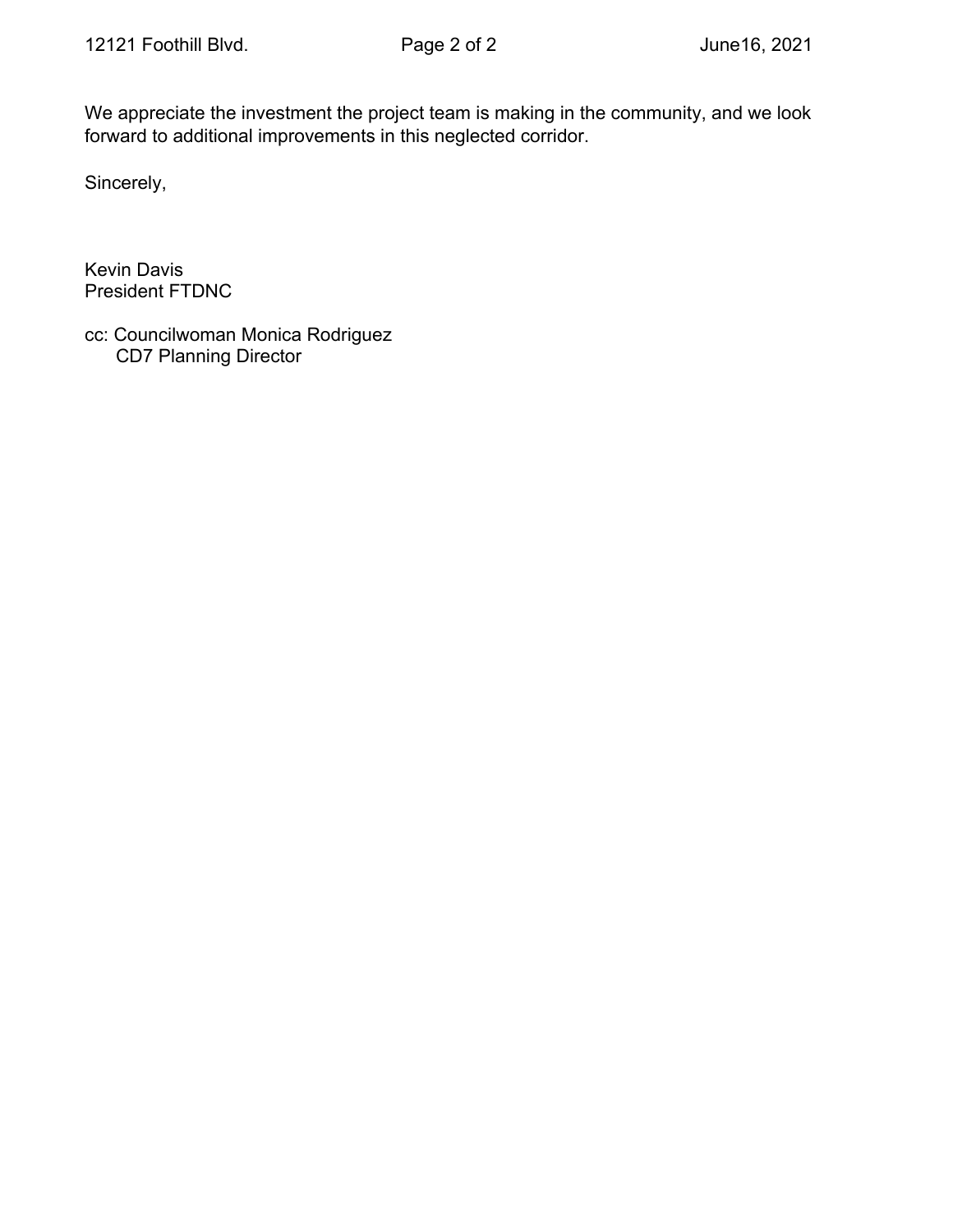We appreciate the investment the project team is making in the community, and we look forward to additional improvements in this neglected corridor.

Sincerely,

Kevin Davis
President FTDNC

cc: Councilwoman Monica Rodriguez
CD7 Planning Director